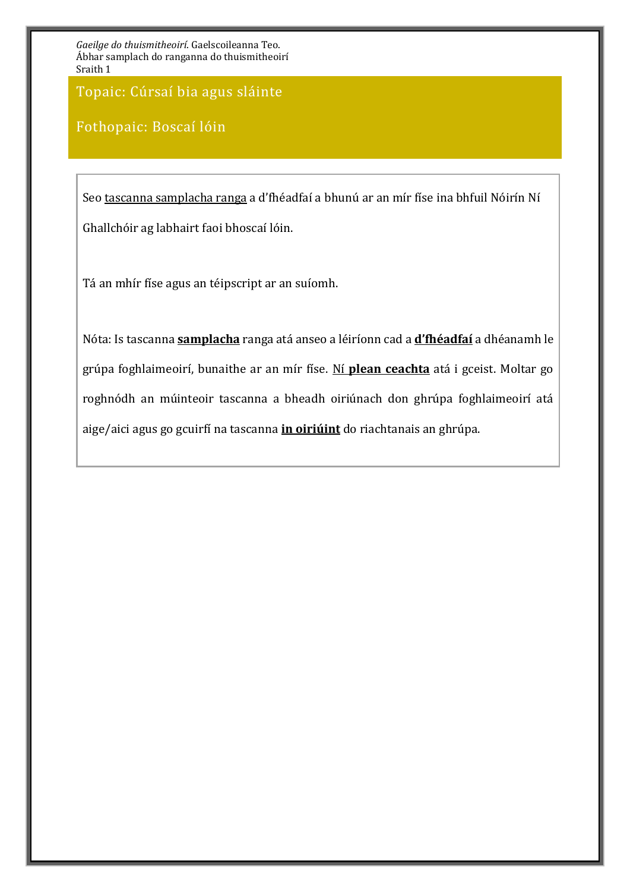*Gaeilge do thuismitheoirí.* Gaelscoileanna Teo.
Ábhar samplach do ranganna do thuismitheoirí
Sraith 1

# Topaic: Cúrsaí bia agus sláinte

## Fothopaic: Boscaí lóin

Seo tascanna samplacha ranga a d'fhéadfaí a bhunú ar an mír físe ina bhfuil Nóirín Ní Ghallchóir ag labhairt faoi bhoscaí lóin.

Tá an mhír físe agus an téipscript ar an suíomh.

Nóta: Is tascanna **samplacha** ranga atá anseo a léiríonn cad a **d'fhéadfaí** a dhéanamh le grúpa foghlaimeoirí, bunaithe ar an mír físe. Ní **plean ceachta** atá i gceist. Moltar go roghnódh an múinteoir tascanna a bheadh oiriúnach don ghrúpa foghlaimeoirí atá aige/aici agus go gcuirfí na tascanna **in oiriúint** do riachtanais an ghrúpa.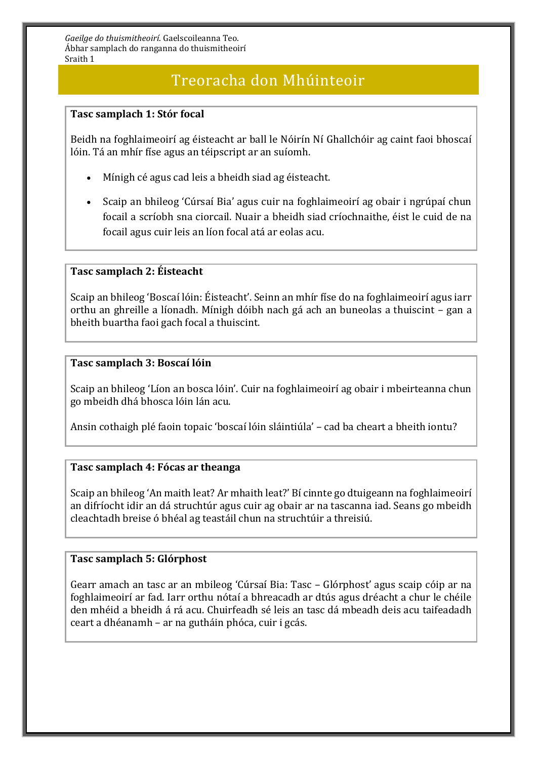*Gaeilge do thuismitheoirí.* Gaelscoileanna Teo.
Ábhar samplach do ranganna do thuismitheoirí
Sraith 1

# Treoracha don Mhúinteoir

**Tasc samplach 1: Stór focal**

Beidh na foghlaimeoirí ag éisteacht ar ball le Nóirín Ní Ghallchóir ag caint faoi bhoscaí lóin. Tá an mhír físe agus an téipscript ar an suíomh.

- Mínigh cé agus cad leis a bheidh siad ag éisteacht.
- Scaip an bhileog 'Cúrsaí Bia' agus cuir na foghlaimeoirí ag obair i ngrúpaí chun focail a scríobh sna ciorcail. Nuair a bheidh siad críochnaithe, éist le cuid de na focail agus cuir leis an líon focal atá ar eolas acu.

**Tasc samplach 2: Éisteacht**

Scaip an bhileog 'Boscaí lóin: Éisteacht'. Seinn an mhír físe do na foghlaimeoirí agus iarr orthu an ghreille a líonadh. Mínigh dóibh nach gá ach an buneolas a thuiscint – gan a bheith buartha faoi gach focal a thuiscint.

**Tasc samplach 3: Boscaí lóin**

Scaip an bhileog 'Líon an bosca lóin'. Cuir na foghlaimeoirí ag obair i mbeirteanna chun go mbeidh dhá bhosca lóin lán acu.

Ansin cothaigh plé faoin topaic 'boscaí lóin sláintiúla' – cad ba cheart a bheith iontu?

**Tasc samplach 4: Fócas ar theanga**

Scaip an bhileog 'An maith leat? Ar mhaith leat?' Bí cinnte go dtuigeann na foghlaimeoirí an difríocht idir an dá struchtúr agus cuir ag obair ar na tascanna iad. Seans go mbeidh cleachtadh breise ó bhéal ag teastáil chun na struchtúir a threisiú.

**Tasc samplach 5: Glórphost**

Gearr amach an tasc ar an mbileog 'Cúrsaí Bia: Tasc – Glórphost' agus scaip cóip ar na foghlaimeoirí ar fad. Iarr orthu nótaí a bhreacadh ar dtús agus dréacht a chur le chéile den mhéid a bheidh á rá acu. Chuirfeadh sé leis an tasc dá mbeadh deis acu taifeadadh ceart a dhéanamh – ar na gutháin phóca, cuir i gcás.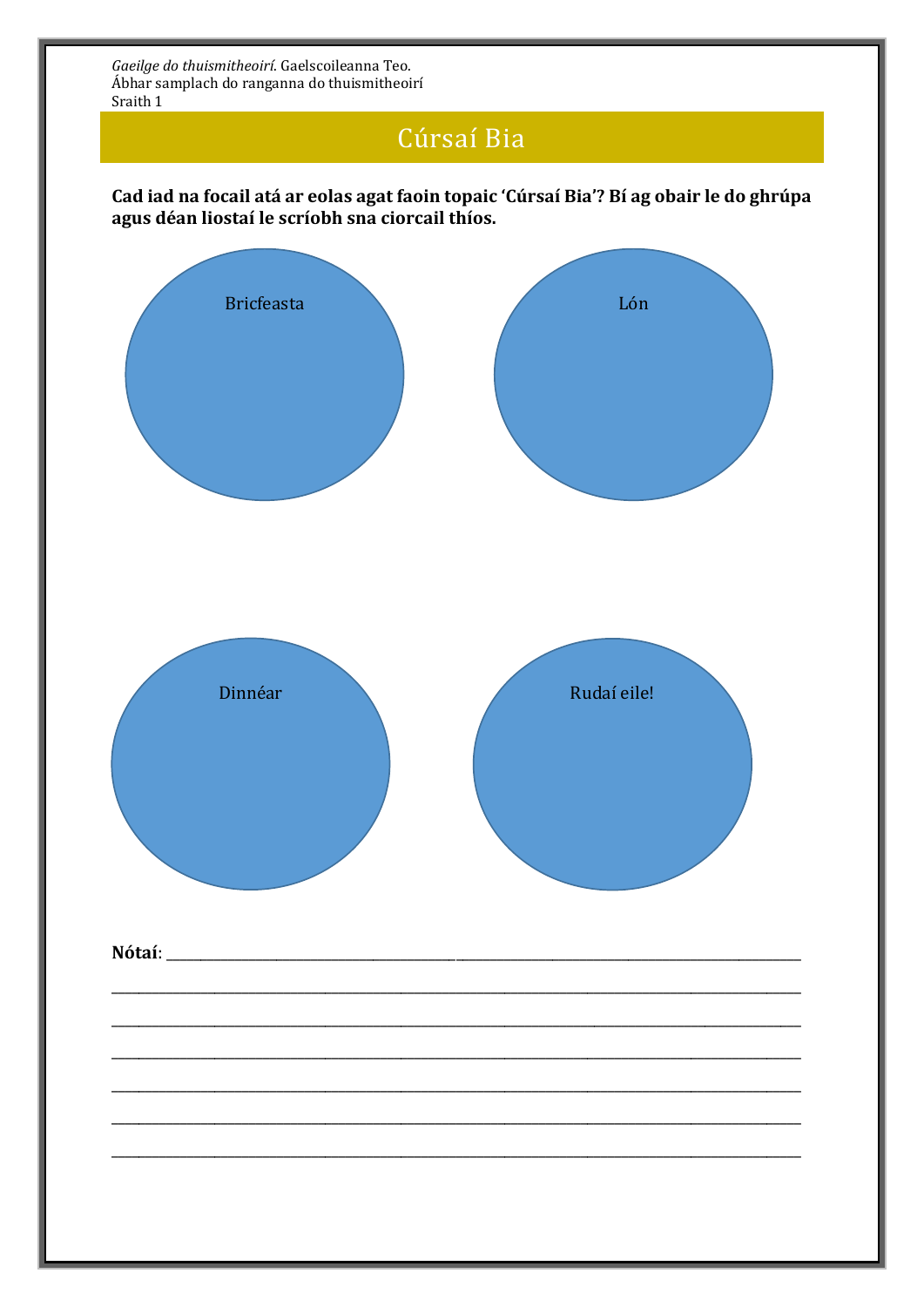*Gaeilge do thuismitheoirí*. Gaelscoileanna Teo.
Ábhar samplach do ranganna do thuismitheoirí
Sraith 1

# Cúrsaí Bia

**Cad iad na focail atá ar eolas agat faoin topaic 'Cúrsaí Bia'? Bí ag obair le do ghrúpa agus déan liostaí le scríobh sna ciorcail thíos.**

Bricfeasta

Lón

Dinnéar

Rudaí eile!

**Nótaí**: ______________________________________________________________

______________________________________________________________

______________________________________________________________

______________________________________________________________

______________________________________________________________

______________________________________________________________

______________________________________________________________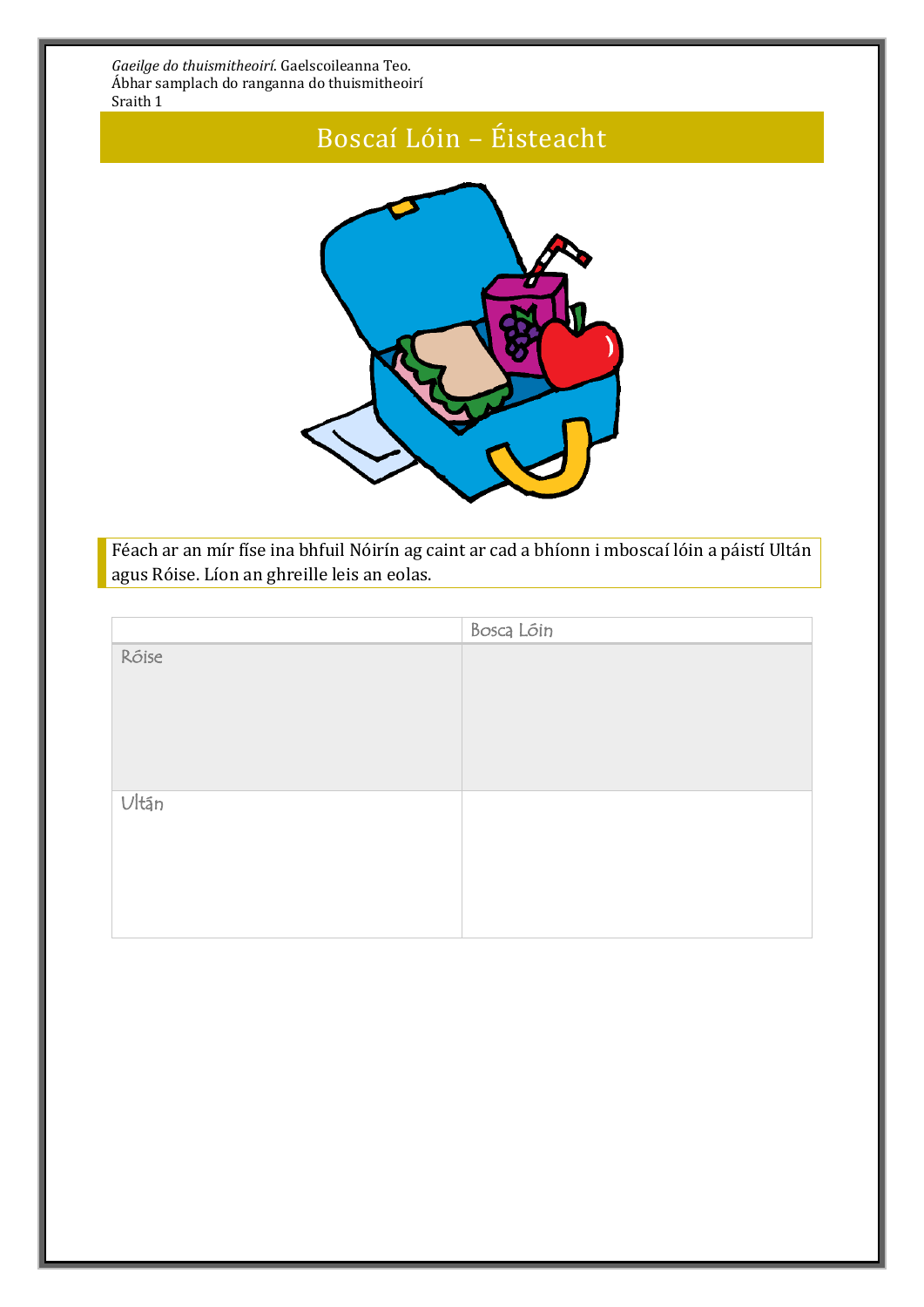*Gaeilge do thuismitheoirí*. Gaelscoileanna Teo.
Ábhar samplach do ranganna do thuismitheoirí
Sraith 1

# Boscaí Lóin – Éisteacht

Féach ar an mír físe ina bhfuil Nóirín ag caint ar cad a bhíonn i mboscaí lóin a páistí Ultán agus Róise. Líon an ghreille leis an eolas.

| | Bosca Lóin |
|---|---|
| Róise | |
| Ultán | |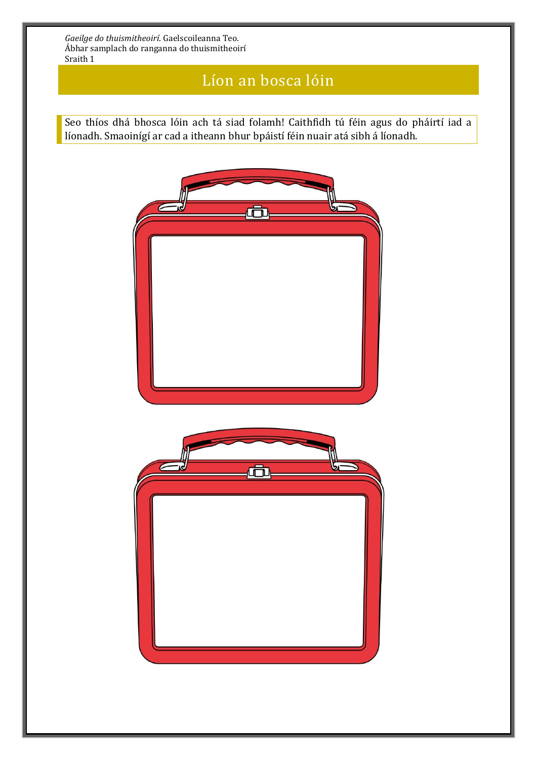*Gaeilge do thuismitheoirí*. Gaelscoileanna Teo.
Ábhar samplach do ranganna do thuismitheoirí
Sraith 1

# Líon an bosca lóin

Seo thíos dhá bhosca lóin ach tá siad folamh! Caithfidh tú féin agus do pháirtí iad a líonadh. Smaoinígí ar cad a itheann bhur bpáistí féin nuair atá sibh á líonadh.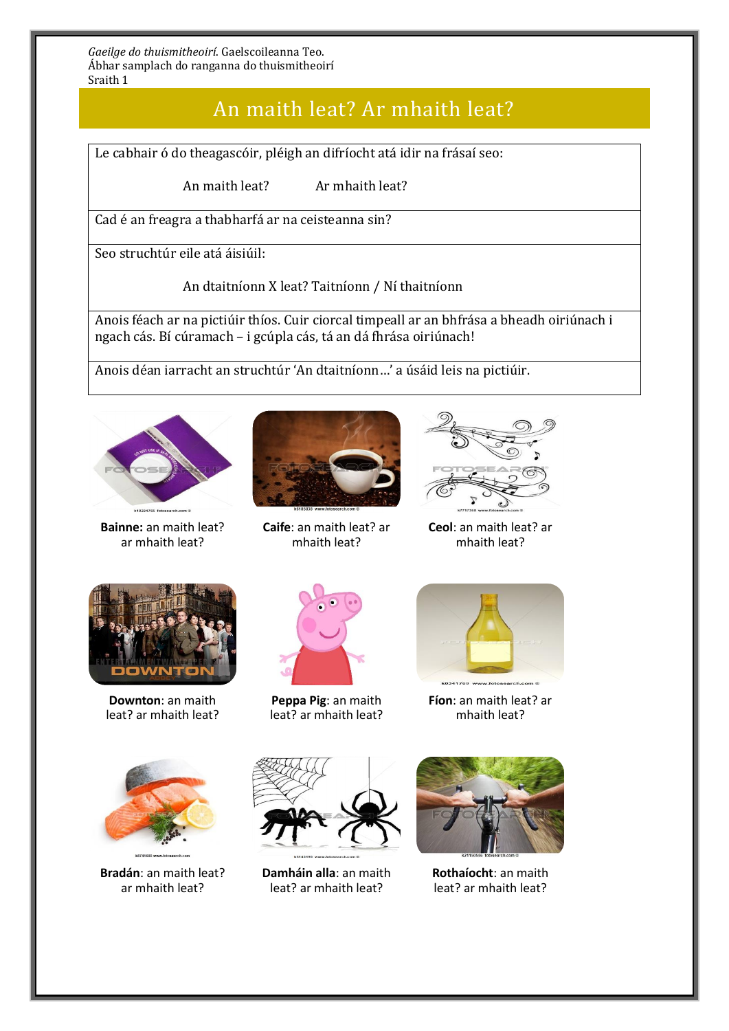*Gaeilge do thuismitheoirí.* Gaelscoileanna Teo.
Ábhar samplach do ranganna do thuismitheoirí
Sraith 1

# An maith leat? Ar mhaith leat?

| |
|---|
| Le cabhair ó do theagascóir, pléigh an difríocht atá idir na frásaí seo:<br><br>An maith leat? Ar mhaith leat? |
| Cad é an freagra a thabharfá ar na ceisteanna sin? |
| Seo structhúr eile atá áisiúil:<br><br>An dtaitníonn X leat? Taitníonn / Ní thaitníonn |
| Anois féach ar na pictiúir thíos. Cuir ciorcal timpeall ar an bhfrása a bheadh oiriúnach i ngach cás. Bí cúramach – i gcúpla cás, tá an dá fhrása oiriúnach! |
| Anois déan iarracht an struchtúr 'An dtaitníonn…' a úsáid leis na pictiúir. |

**Bainne:** an maith leat? ar mhaith leat?

**Caife**: an maith leat? ar mhaith leat?

**Ceol**: an maith leat? ar mhaith leat?

**Downton**: an maith leat? ar mhaith leat?

**Peppa Pig**: an maith leat? ar mhaith leat?

**Fíon**: an maith leat? ar mhaith leat?

**Bradán**: an maith leat? ar mhaith leat?

**Damháin alla**: an maith leat? ar mhaith leat?

**Rothaíocht**: an maith leat? ar mhaith leat?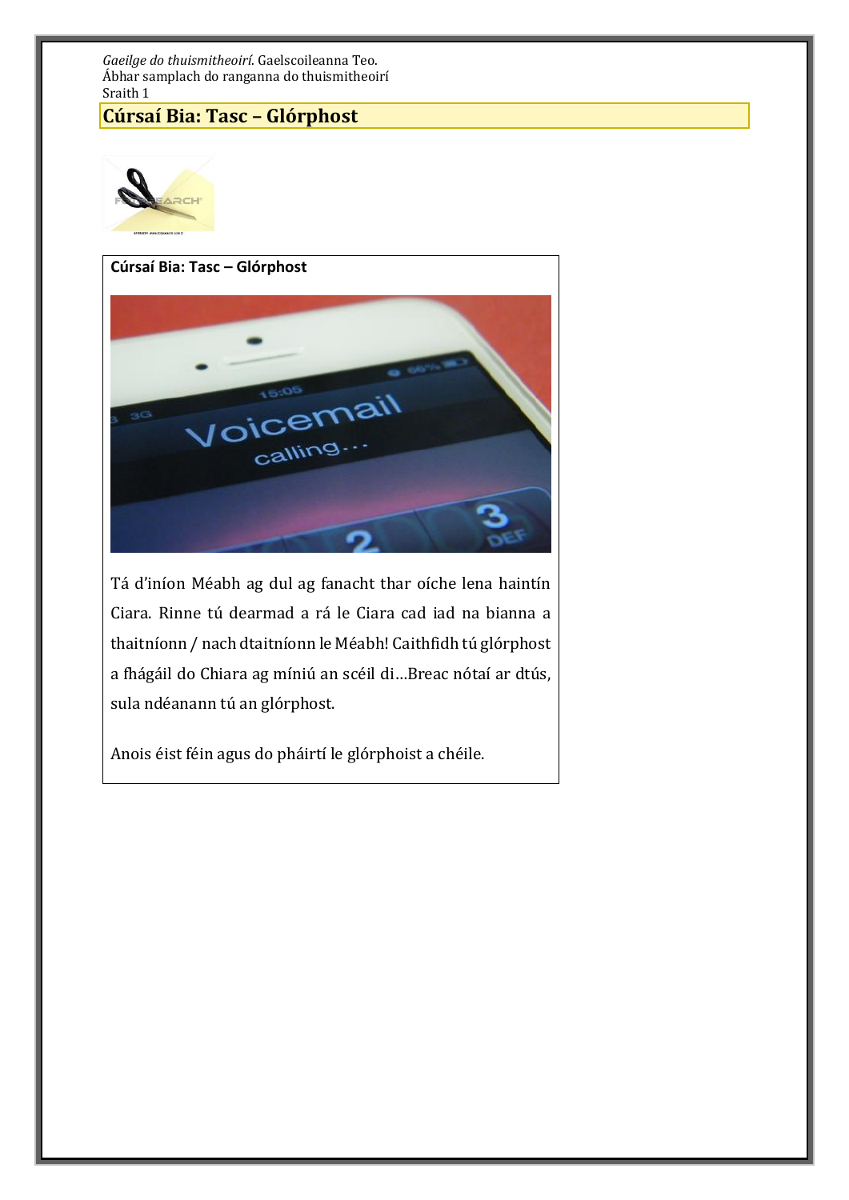*Gaeilge do thuismitheoirí*. Gaelscoileanna Teo.
Ábhar samplach do ranganna do thuismitheoirí
Sraith 1

## Cúrsaí Bia: Tasc – Glórphost

**Cúrsaí Bia: Tasc – Glórphost**

Tá d'iníon Méabh ag dul ag fanacht thar oíche lena haintín Ciara. Rinne tú dearmad a rá le Ciara cad iad na bianna a thaitníonn / nach dtaitníonn le Méabh! Caithfidh tú glórphost a fhágáil do Chiara ag míniú an scéil di…Breac nótaí ar dtús, sula ndéanann tú an glórphost.

Anois éist féin agus do pháirtí le glórphoist a chéile.